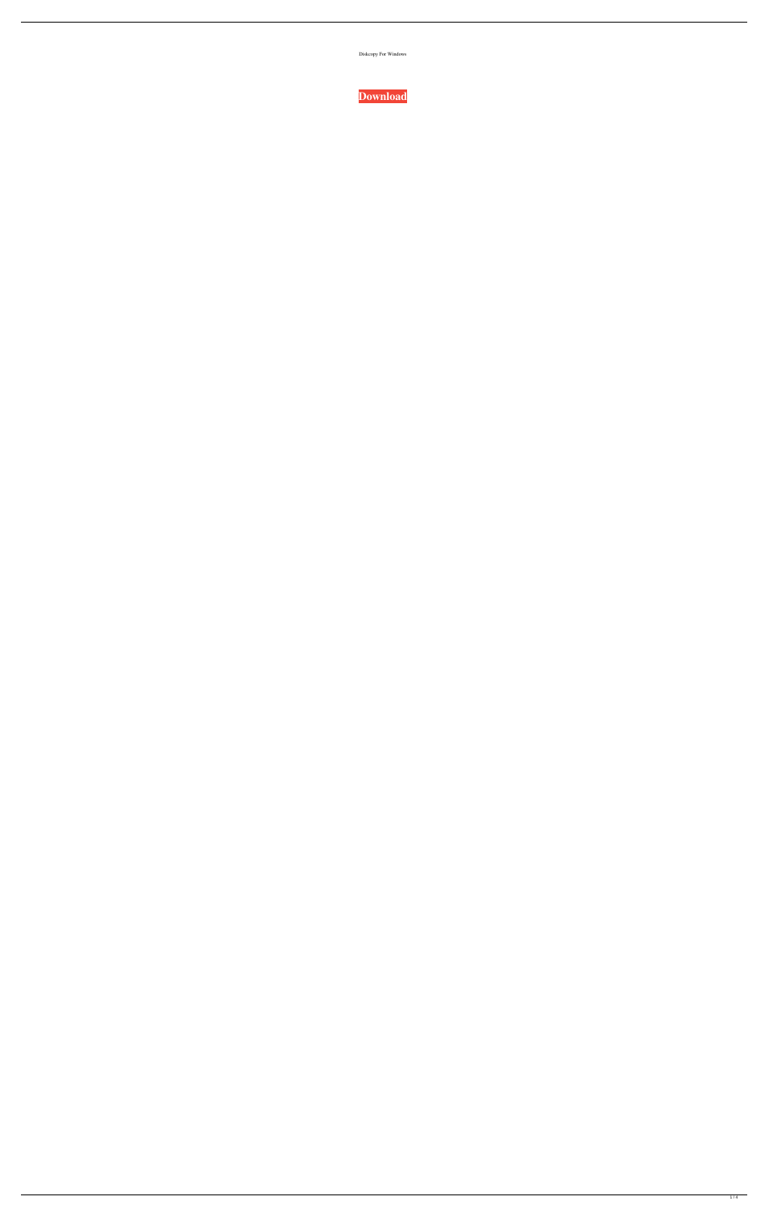Diskcopy For Windows

**Download**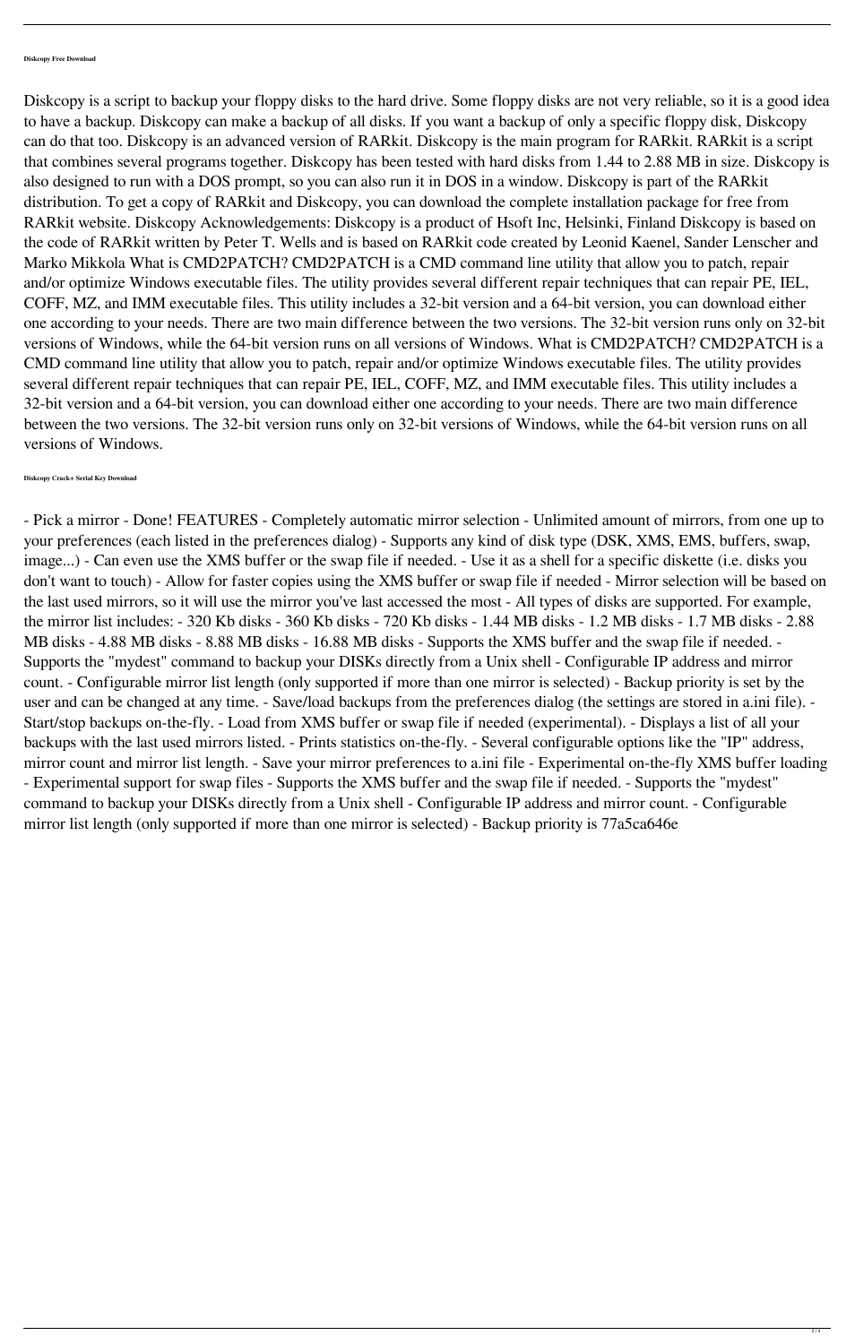#### Diskcopy Free Download

Diskcopy is a script to backup your floppy disks to the hard drive. Some floppy disks are not very reliable, so it is a good idea to have a backup. Diskcopy can make a backup of all disks. If you want a backup of only a specific floppy disk, Diskcopy can do that too. Diskcopy is an advanced version of RARkit. Diskcopy is the main program for RARkit. RARkit is a script that combines several programs together. Diskcopy has been tested with hard disks from 1.44 to 2.88 MB in size. Diskcopy is also designed to run with a DOS prompt, so you can also run it in DOS in a window. Diskcopy is part of the RARkit distribution. To get a copy of RARkit and Diskcopy, you can download the complete installation package for free from RARkit website. Diskcopy Acknowledgements: Diskcopy is a product of Hsoft Inc, Helsinki, Finland Diskcopy is based on the code of RARkit written by Peter T. Wells and is based on RARkit code created by Leonid Kaenel, Sander Lenscher and Marko Mikkola What is CMD2PATCH? CMD2PATCH is a CMD command line utility that allow you to patch, repair and/or optimize Windows executable files. The utility provides several different repair techniques that can repair PE, IEL, COFF, MZ, and IMM executable files. This utility includes a 32-bit version and a 64-bit version, you can download either one according to your needs. There are two main difference between the two versions. The 32-bit version runs only on 32-bit versions of Windows, while the 64-bit version runs on all versions of Windows. What is CMD2PATCH? CMD2PATCH is a CMD command line utility that allow you to patch, repair and/or optimize Windows executable files. The utility provides several different repair techniques that can repair PE, IEL, COFF, MZ, and IMM executable files. This utility includes a 32-bit version and a 64-bit version, you can download either one according to your needs. There are two main difference between the two versions. The 32-bit version runs only on 32-bit versions of Windows, while the 64-bit version runs on all versions of Windows.

#### Diskcopy Crack+ Serial Key Download

- Pick a mirror - Done! FEATURES - Completely automatic mirror selection - Unlimited amount of mirrors, from one up to your preferences (each listed in the preferences dialog) - Supports any kind of disk type (DSK, XMS, EMS, buffers, swap, image...) - Can even use the XMS buffer or the swap file if needed. - Use it as a shell for a specific diskette (i.e. disks you don't want to touch) - Allow for faster copies using the XMS buffer or swap file if needed - Mirror selection will be based on the last used mirrors, so it will use the mirror you've last accessed the most - All types of disks are supported. For example, the mirror list includes: - 320 Kb disks - 360 Kb disks - 720 Kb disks - 1.44 MB disks - 1.2 MB disks - 1.7 MB disks - 2.88 MB disks - 4.88 MB disks - 8.88 MB disks - 16.88 MB disks - Supports the XMS buffer and the swap file if needed. - Supports the "mydest" command to backup your DISKs directly from a Unix shell - Configurable IP address and mirror count. - Configurable mirror list length (only supported if more than one mirror is selected) - Backup priority is set by the user and can be changed at any time. - Save/load backups from the preferences dialog (the settings are stored in a.ini file). - Start/stop backups on-the-fly. - Load from XMS buffer or swap file if needed (experimental). - Displays a list of all your backups with the last used mirrors listed. - Prints statistics on-the-fly. - Several configurable options like the "IP" address, mirror count and mirror list length. - Save your mirror preferences to a.ini file - Experimental on-the-fly XMS buffer loading - Experimental support for swap files - Supports the XMS buffer and the swap file if needed. - Supports the "mydest" command to backup your DISKs directly from a Unix shell - Configurable IP address and mirror count. - Configurable mirror list length (only supported if more than one mirror is selected) - Backup priority is 77a5ca646e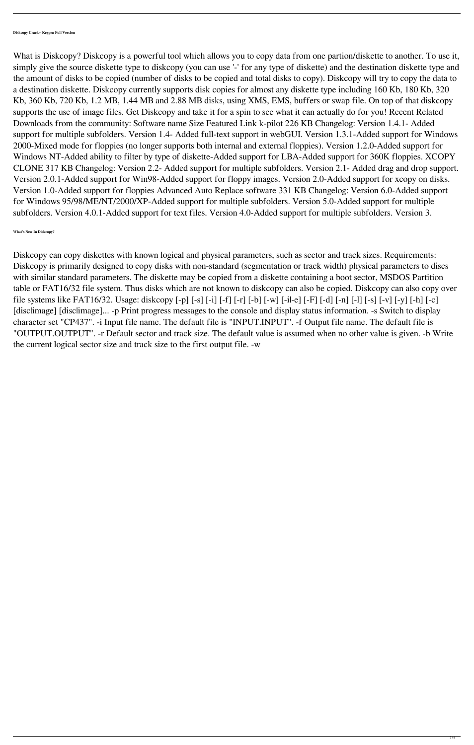**Diskcopy Crack+ Keygen Full Version**

What is Diskcopy? Diskcopy is a powerful tool which allows you to copy data from one partion/diskette to another. To use it, simply give the source diskette type to diskcopy (you can use '-' for any type of diskette) and the destination diskette type and the amount of disks to be copied (number of disks to be copied and total disks to copy). Diskcopy will try to copy the data to a destination diskette. Diskcopy currently supports disk copies for almost any diskette type including 160 Kb, 180 Kb, 320 Kb, 360 Kb, 720 Kb, 1.2 MB, 1.44 MB and 2.88 MB disks, using XMS, EMS, buffers or swap file. On top of that diskcopy supports the use of image files. Get Diskcopy and take it for a spin to see what it can actually do for you! Recent Related Downloads from the community: Software name Size Featured Link k-pilot 226 KB Changelog: Version 1.4.1- Added support for multiple subfolders. Version 1.4- Added full-text support in webGUI. Version 1.3.1-Added support for Windows 2000-Mixed mode for floppies (no longer supports both internal and external floppies). Version 1.2.0-Added support for Windows NT-Added ability to filter by type of diskette-Added support for LBA-Added support for 360K floppies. XCOPY CLONE 317 KB Changelog: Version 2.2- Added support for multiple subfolders. Version 2.1- Added drag and drop support. Version 2.0.1-Added support for Win98-Added support for floppy images. Version 2.0-Added support for xcopy on disks. Version 1.0-Added support for floppies Advanced Auto Replace software 331 KB Changelog: Version 6.0-Added support for Windows 95/98/ME/NT/2000/XP-Added support for multiple subfolders. Version 5.0-Added support for multiple subfolders. Version 4.0.1-Added support for text files. Version 4.0-Added support for multiple subfolders. Version 3.

**What's New In Diskcopy?**

Diskcopy can copy diskettes with known logical and physical parameters, such as sector and track sizes. Requirements: Diskcopy is primarily designed to copy disks with non-standard (segmentation or track width) physical parameters to discs with similar standard parameters. The diskette may be copied from a diskette containing a boot sector, MSDOS Partition table or FAT16/32 file system. Thus disks which are not known to diskcopy can also be copied. Diskcopy can also copy over file systems like FAT16/32. Usage: diskcopy [-p] [-s] [-i] [-f] [-r] [-b] [-w] [-i|-e] [-F] [-d] [-n] [-l] [-s] [-v] [-y] [-h] [-c] [disclimage] [disclimage]... -p Print progress messages to the console and display status information. -s Switch to display character set "CP437". -i Input file name. The default file is "INPUT.INPUT". -f Output file name. The default file is "OUTPUT.OUTPUT". -r Default sector and track size. The default value is assumed when no other value is given. -b Write the current logical sector size and track size to the first output file. -w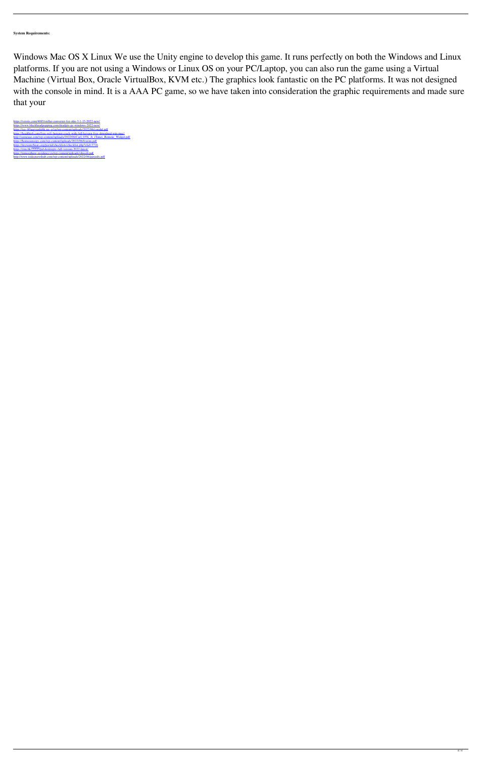**System Requirements:**

Windows Mac OS X Linux We use the Unity engine to develop this game. It runs perfectly on both the Windows and Linux platforms. If you are not using a Windows or Linux OS on your PC/Laptop, you can also run the game using a Virtual Machine (Virtual Box, Oracle VirtualBox, KVM etc.) The graphics look fantastic on the PC platforms. It was not designed with the console in mind. It is a AAA PC game, so we have taken into consideration the graphic requirements and made sure that your

https://versiis.com/4085/sdlar-converter-for-olm-3-1-13-2022-new/
https://www.blackheadpopping.com/deadpix-pc-windows-2022-new/
https://xn----8fagavanldifth.xn--p1ai/wp-content/uploads/2022/06/coralal.pdf
https://healthcuredhub.com/free-wifi-hotspot-crack-with-full-keygen-free-download-win-mac/
http://unmenaar.com/wp-content/uploads/2022/06/Carl_039s_Jr_iTunes_Remote_Widget.pdf
https://homeoenergy.com/wp-content/uploads/2022/06/Tozam.pdf
https://mywaterbears.org/portal/checklists/checklist.php?clid=3716
https://mm.hk/???/pd-desktopiv-full-version-2022-latest/
https://atmosphere-residence.ro/wp-content/uploads/jubecoli.pdf
http://www.todaynewshub.com/wp-content/uploads/2022/06/jaiyedy.pdf